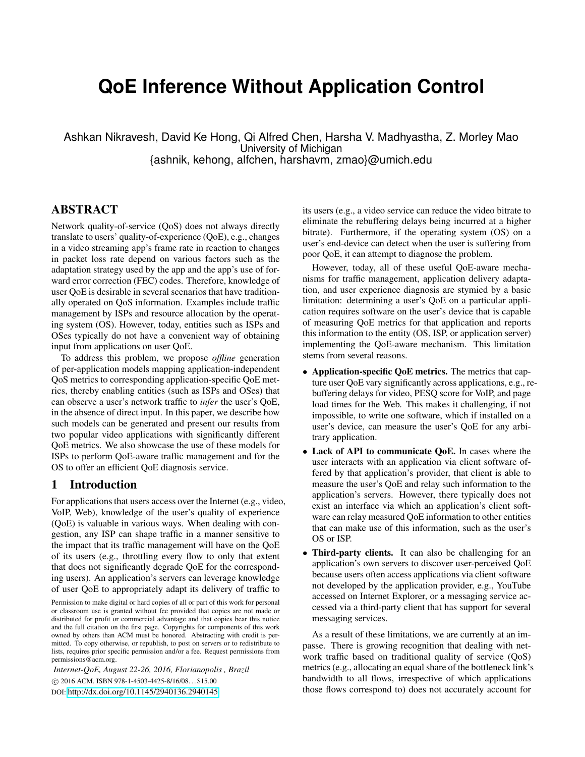# QoE Inference Without Application Control

Ashkan Nikravesh, David Ke Hong, Qi Alfred Chen, Harsha V. Madhyastha, Z. Morley Mao
University of Michigan
{ashnik, kehong, alfchen, harshavm, zmao}@umich.edu

## ABSTRACT

Network quality-of-service (QoS) does not always directly translate to users' quality-of-experience (QoE), e.g., changes in a video streaming app's frame rate in reaction to changes in packet loss rate depend on various factors such as the adaptation strategy used by the app and the app's use of forward error correction (FEC) codes. Therefore, knowledge of user QoE is desirable in several scenarios that have traditionally operated on QoS information. Examples include traffic management by ISPs and resource allocation by the operating system (OS). However, today, entities such as ISPs and OSes typically do not have a convenient way of obtaining input from applications on user QoE.

To address this problem, we propose *offline* generation of per-application models mapping application-independent QoS metrics to corresponding application-specific QoE metrics, thereby enabling entities (such as ISPs and OSes) that can observe a user's network traffic to *infer* the user's QoE, in the absence of direct input. In this paper, we describe how such models can be generated and present our results from two popular video applications with significantly different QoE metrics. We also showcase the use of these models for ISPs to perform QoE-aware traffic management and for the OS to offer an efficient QoE diagnosis service.

## 1 Introduction

For applications that users access over the Internet (e.g., video, VoIP, Web), knowledge of the user's quality of experience (QoE) is valuable in various ways. When dealing with congestion, any ISP can shape traffic in a manner sensitive to the impact that its traffic management will have on the QoE of its users (e.g., throttling every flow to only that extent that does not significantly degrade QoE for the corresponding users). An application's servers can leverage knowledge of user QoE to appropriately adapt its delivery of traffic to its users (e.g., a video service can reduce the video bitrate to eliminate the rebuffering delays being incurred at a higher bitrate). Furthermore, if the operating system (OS) on a user's end-device can detect when the user is suffering from poor QoE, it can attempt to diagnose the problem.

However, today, all of these useful QoE-aware mechanisms for traffic management, application delivery adaptation, and user experience diagnosis are stymied by a basic limitation: determining a user's QoE on a particular application requires software on the user's device that is capable of measuring QoE metrics for that application and reports this information to the entity (OS, ISP, or application server) implementing the QoE-aware mechanism. This limitation stems from several reasons.

- **Application-specific QoE metrics.** The metrics that capture user QoE vary significantly across applications, e.g., rebuffering delays for video, PESQ score for VoIP, and page load times for the Web. This makes it challenging, if not impossible, to write one software, which if installed on a user's device, can measure the user's QoE for any arbitrary application.
- **Lack of API to communicate QoE.** In cases where the user interacts with an application via client software offered by that application's provider, that client is able to measure the user's QoE and relay such information to the application's servers. However, there typically does not exist an interface via which an application's client software can relay measured QoE information to other entities that can make use of this information, such as the user's OS or ISP.
- **Third-party clients.** It can also be challenging for an application's own servers to discover user-perceived QoE because users often access applications via client software not developed by the application provider, e.g., YouTube accessed on Internet Explorer, or a messaging service accessed via a third-party client that has support for several messaging services.

As a result of these limitations, we are currently at an impasse. There is growing recognition that dealing with network traffic based on traditional quality of service (QoS) metrics (e.g., allocating an equal share of the bottleneck link's bandwidth to all flows, irrespective of which applications those flows correspond to) does not accurately account for

Permission to make digital or hard copies of all or part of this work for personal or classroom use is granted without fee provided that copies are not made or distributed for profit or commercial advantage and that copies bear this notice and the full citation on the first page. Copyrights for components of this work owned by others than ACM must be honored. Abstracting with credit is permitted. To copy otherwise, or republish, to post on servers or to redistribute to lists, requires prior specific permission and/or a fee. Request permissions from permissions@acm.org.

*Internet-QoE, August 22-26, 2016, Florianopolis , Brazil*
© 2016 ACM. ISBN 978-1-4503-4425-8/16/08. . . $15.00
DOI: http://dx.doi.org/10.1145/2940136.2940145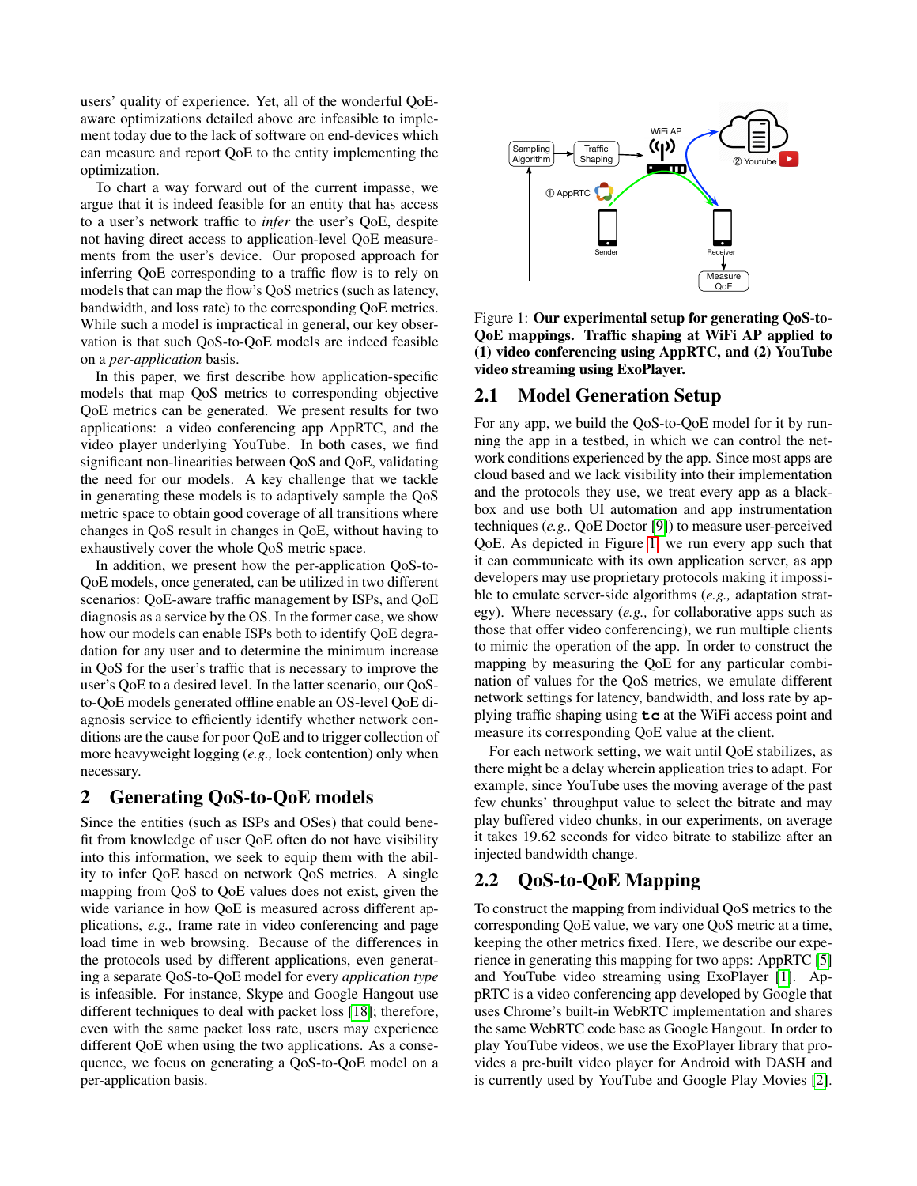users' quality of experience. Yet, all of the wonderful QoE-aware optimizations detailed above are infeasible to implement today due to the lack of software on end-devices which can measure and report QoE to the entity implementing the optimization.

To chart a way forward out of the current impasse, we argue that it is indeed feasible for an entity that has access to a user's network traffic to *infer* the user's QoE, despite not having direct access to application-level QoE measurements from the user's device. Our proposed approach for inferring QoE corresponding to a traffic flow is to rely on models that can map the flow's QoS metrics (such as latency, bandwidth, and loss rate) to the corresponding QoE metrics. While such a model is impractical in general, our key observation is that such QoS-to-QoE models are indeed feasible on a *per-application* basis.

In this paper, we first describe how application-specific models that map QoS metrics to corresponding objective QoE metrics can be generated. We present results for two applications: a video conferencing app AppRTC, and the video player underlying YouTube. In both cases, we find significant non-linearities between QoS and QoE, validating the need for our models. A key challenge that we tackle in generating these models is to adaptively sample the QoS metric space to obtain good coverage of all transitions where changes in QoS result in changes in QoE, without having to exhaustively cover the whole QoS metric space.

In addition, we present how the per-application QoS-to-QoE models, once generated, can be utilized in two different scenarios: QoE-aware traffic management by ISPs, and QoE diagnosis as a service by the OS. In the former case, we show how our models can enable ISPs both to identify QoE degradation for any user and to determine the minimum increase in QoS for the user's traffic that is necessary to improve the user's QoE to a desired level. In the latter scenario, our QoS-to-QoE models generated offline enable an OS-level QoE diagnosis service to efficiently identify whether network conditions are the cause for poor QoE and to trigger collection of more heavyweight logging (*e.g.,* lock contention) only when necessary.

## 2 Generating QoS-to-QoE models

Since the entities (such as ISPs and OSes) that could benefit from knowledge of user QoE often do not have visibility into this information, we seek to equip them with the ability to infer QoE based on network QoS metrics. A single mapping from QoS to QoE values does not exist, given the wide variance in how QoE is measured across different applications, *e.g.,* frame rate in video conferencing and page load time in web browsing. Because of the differences in the protocols used by different applications, even generating a separate QoS-to-QoE model for every *application type* is infeasible. For instance, Skype and Google Hangout use different techniques to deal with packet loss [18]; therefore, even with the same packet loss rate, users may experience different QoE when using the two applications. As a consequence, we focus on generating a QoS-to-QoE model on a per-application basis.

Sampling Algorithm
Traffic Shaping
WiFi AP
① AppRTC
② Youtube
Sender
Receiver
Measure QoE

Figure 1: **Our experimental setup for generating QoS-to-QoE mappings. Traffic shaping at WiFi AP applied to (1) video conferencing using AppRTC, and (2) YouTube video streaming using ExoPlayer.**

### 2.1 Model Generation Setup

For any app, we build the QoS-to-QoE model for it by running the app in a testbed, in which we can control the network conditions experienced by the app. Since most apps are cloud based and we lack visibility into their implementation and the protocols they use, we treat every app as a black-box and use both UI automation and app instrumentation techniques (*e.g.,* QoE Doctor [9]) to measure user-perceived QoE. As depicted in Figure 1, we run every app such that it can communicate with its own application server, as app developers may use proprietary protocols making it impossible to emulate server-side algorithms (*e.g.,* adaptation strategy). Where necessary (*e.g.,* for collaborative apps such as those that offer video conferencing), we run multiple clients to mimic the operation of the app. In order to construct the mapping by measuring the QoE for any particular combination of values for the QoS metrics, we emulate different network settings for latency, bandwidth, and loss rate by applying traffic shaping using `tc` at the WiFi access point and measure its corresponding QoE value at the client.

For each network setting, we wait until QoE stabilizes, as there might be a delay wherein application tries to adapt. For example, since YouTube uses the moving average of the past few chunks' throughput value to select the bitrate and may play buffered video chunks, in our experiments, on average it takes 19.62 seconds for video bitrate to stabilize after an injected bandwidth change.

### 2.2 QoS-to-QoE Mapping

To construct the mapping from individual QoS metrics to the corresponding QoE value, we vary one QoS metric at a time, keeping the other metrics fixed. Here, we describe our experience in generating this mapping for two apps: AppRTC [5] and YouTube video streaming using ExoPlayer [1]. AppRTC is a video conferencing app developed by Google that uses Chrome's built-in WebRTC implementation and shares the same WebRTC code base as Google Hangout. In order to play YouTube videos, we use the ExoPlayer library that provides a pre-built video player for Android with DASH and is currently used by YouTube and Google Play Movies [2].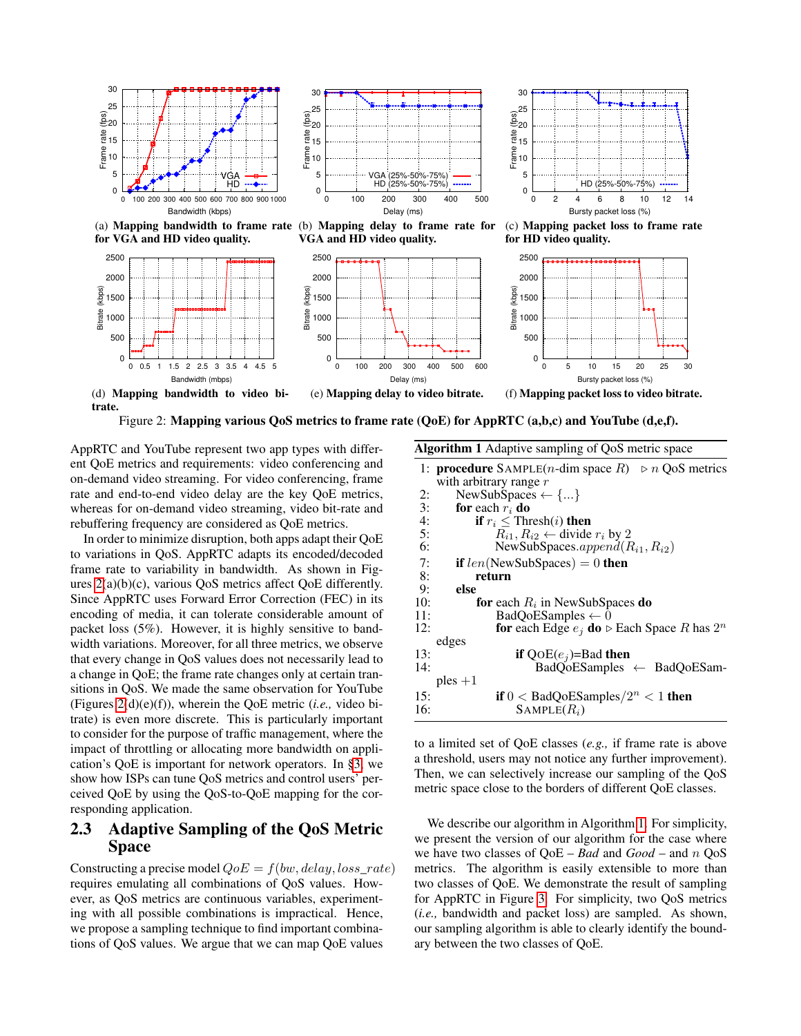(a) **Mapping bandwidth to frame rate for VGA and HD video quality.**

(b) **Mapping delay to frame rate for VGA and HD video quality.**

(c) **Mapping packet loss to frame rate for HD video quality.**

(d) **Mapping bandwidth to video bitrate.**

(e) **Mapping delay to video bitrate.**

(f) **Mapping packet loss to video bitrate.**

Figure 2: **Mapping various QoS metrics to frame rate (QoE) for AppRTC (a,b,c) and YouTube (d,e,f).**

AppRTC and YouTube represent two app types with different QoE metrics and requirements: video conferencing and on-demand video streaming. For video conferencing, frame rate and end-to-end video delay are the key QoE metrics, whereas for on-demand video streaming, video bit-rate and rebuffering frequency are considered as QoE metrics.

In order to minimize disruption, both apps adapt their QoE to variations in QoS. AppRTC adapts its encoded/decoded frame rate to variability in bandwidth. As shown in Figures 2(a)(b)(c), various QoS metrics affect QoE differently. Since AppRTC uses Forward Error Correction (FEC) in its encoding of media, it can tolerate considerable amount of packet loss (5%). However, it is highly sensitive to bandwidth variations. Moreover, for all three metrics, we observe that every change in QoS values does not necessarily lead to a change in QoE; the frame rate changes only at certain transitions in QoS. We made the same observation for YouTube (Figures 2(d)(e)(f)), wherein the QoE metric (*i.e.,* video bitrate) is even more discrete. This is particularly important to consider for the purpose of traffic management, where the impact of throttling or allocating more bandwidth on application's QoE is important for network operators. In §3, we show how ISPs can tune QoS metrics and control users' perceived QoE by using the QoS-to-QoE mapping for the corresponding application.

## 2.3 Adaptive Sampling of the QoS Metric Space

Constructing a precise model $QoE = f(bw, delay, loss\_rate)$ requires emulating all combinations of QoS values. However, as QoS metrics are continuous variables, experimenting with all possible combinations is impractical. Hence, we propose a sampling technique to find important combinations of QoS values. We argue that we can map QoE values to a limited set of QoE classes (*e.g.,* if frame rate is above a threshold, users may not notice any further improvement). Then, we can selectively increase our sampling of the QoS metric space close to the borders of different QoE classes.

**Algorithm 1** Adaptive sampling of QoS metric space

```
1:  procedure SAMPLE(n-dim space R)   ▷ n QoS metrics with arbitrary range r
2:      NewSubSpaces ← {...}
3:      for each r_i do
4:          if r_i ≤ Thresh(i) then
5:              R_i1, R_i2 ← divide r_i by 2
6:              NewSubSpaces.append(R_i1, R_i2)
7:      if len(NewSubSpaces) = 0 then
8:          return
9:      else
10:         for each R_i in NewSubSpaces do
11:             BadQoESamples ← 0
12:             for each Edge e_j do   ▷ Each Space R has 2^n edges
13:                 if QOE(e_j)=Bad then
14:                     BadQoESamples ← BadQoESamples +1
15:             if 0 < BadQoESamples/2^n < 1 then
16:                 SAMPLE(R_i)
```

We describe our algorithm in Algorithm 1. For simplicity, we present the version of our algorithm for the case where we have two classes of QoE – *Bad* and *Good* – and $n$ QoS metrics. The algorithm is easily extensible to more than two classes of QoE. We demonstrate the result of sampling for AppRTC in Figure 3. For simplicity, two QoS metrics (*i.e.,* bandwidth and packet loss) are sampled. As shown, our sampling algorithm is able to clearly identify the boundary between the two classes of QoE.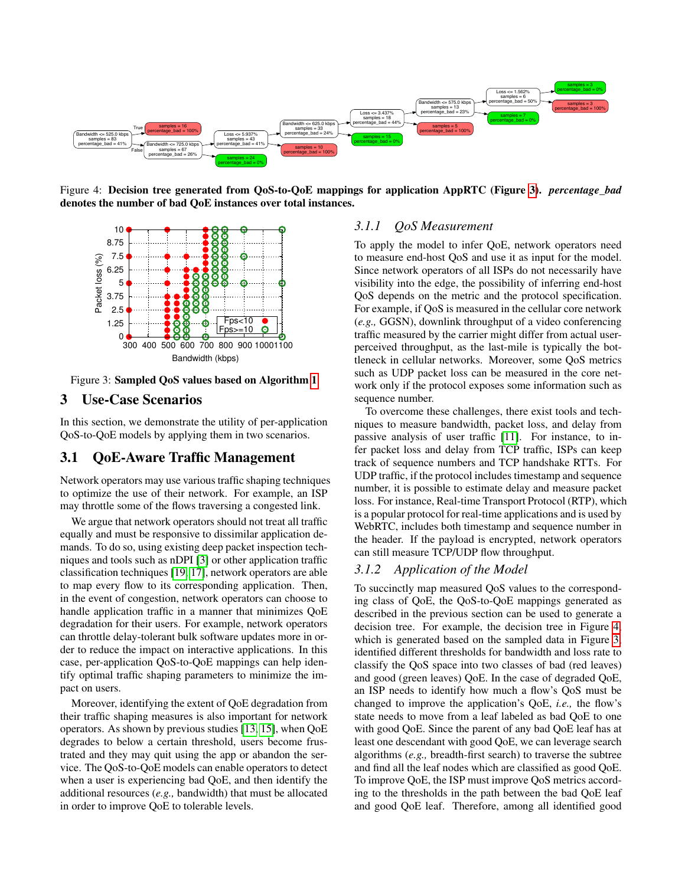Figure 4: **Decision tree generated from QoS-to-QoE mappings for application AppRTC (Figure 3).** ***percentage_bad*** **denotes the number of bad QoE instances over total instances.**

Figure 3: **Sampled QoS values based on Algorithm 1**

## 3 Use-Case Scenarios

In this section, we demonstrate the utility of per-application QoS-to-QoE models by applying them in two scenarios.

## 3.1 QoE-Aware Traffic Management

Network operators may use various traffic shaping techniques to optimize the use of their network. For example, an ISP may throttle some of the flows traversing a congested link.

We argue that network operators should not treat all traffic equally and must be responsive to dissimilar application demands. To do so, using existing deep packet inspection techniques and tools such as nDPI [3] or other application traffic classification techniques [19, 17], network operators are able to map every flow to its corresponding application. Then, in the event of congestion, network operators can choose to handle application traffic in a manner that minimizes QoE degradation for their users. For example, network operators can throttle delay-tolerant bulk software updates more in order to reduce the impact on interactive applications. In this case, per-application QoS-to-QoE mappings can help identify optimal traffic shaping parameters to minimize the impact on users.

Moreover, identifying the extent of QoE degradation from their traffic shaping measures is also important for network operators. As shown by previous studies [13, 15], when QoE degrades to below a certain threshold, users become frustrated and they may quit using the app or abandon the service. The QoS-to-QoE models can enable operators to detect when a user is experiencing bad QoE, and then identify the additional resources (*e.g.,* bandwidth) that must be allocated in order to improve QoE to tolerable levels.

### 3.1.1 *QoS Measurement*

To apply the model to infer QoE, network operators need to measure end-host QoS and use it as input for the model. Since network operators of all ISPs do not necessarily have visibility into the edge, the possibility of inferring end-host QoS depends on the metric and the protocol specification. For example, if QoS is measured in the cellular core network (*e.g.,* GGSN), downlink throughput of a video conferencing traffic measured by the carrier might differ from actual user-perceived throughput, as the last-mile is typically the bottleneck in cellular networks. Moreover, some QoS metrics such as UDP packet loss can be measured in the core network only if the protocol exposes some information such as sequence number.

To overcome these challenges, there exist tools and techniques to measure bandwidth, packet loss, and delay from passive analysis of user traffic [11]. For instance, to infer packet loss and delay from TCP traffic, ISPs can keep track of sequence numbers and TCP handshake RTTs. For UDP traffic, if the protocol includes timestamp and sequence number, it is possible to estimate delay and measure packet loss. For instance, Real-time Transport Protocol (RTP), which is a popular protocol for real-time applications and is used by WebRTC, includes both timestamp and sequence number in the header. If the payload is encrypted, network operators can still measure TCP/UDP flow throughput.

### 3.1.2 *Application of the Model*

To succinctly map measured QoS values to the corresponding class of QoE, the QoS-to-QoE mappings generated as described in the previous section can be used to generate a decision tree. For example, the decision tree in Figure 4, which is generated based on the sampled data in Figure 3, identified different thresholds for bandwidth and loss rate to classify the QoS space into two classes of bad (red leaves) and good (green leaves) QoE. In the case of degraded QoE, an ISP needs to identify how much a flow's QoS must be changed to improve the application's QoE, *i.e.,* the flow's state needs to move from a leaf labeled as bad QoE to one with good QoE. Since the parent of any bad QoE leaf has at least one descendant with good QoE, we can leverage search algorithms (*e.g.,* breadth-first search) to traverse the subtree and find all the leaf nodes which are classified as good QoE. To improve QoE, the ISP must improve QoS metrics according to the thresholds in the path between the bad QoE leaf and good QoE leaf. Therefore, among all identified good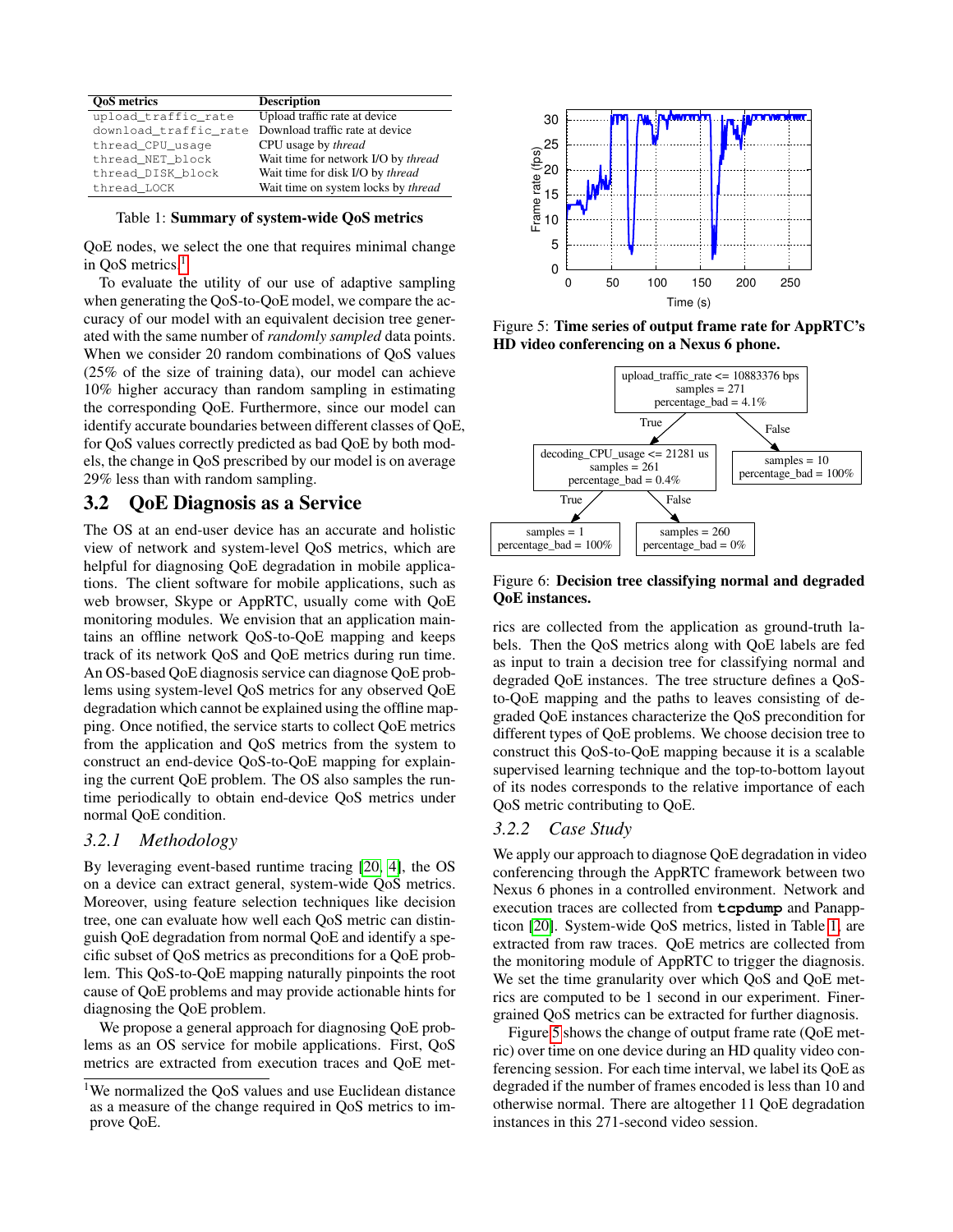| QoS metrics | Description |
|---|---|
| upload_traffic_rate | Upload traffic rate at device |
| download_traffic_rate | Download traffic rate at device |
| thread_CPU_usage | CPU usage by *thread* |
| thread_NET_block | Wait time for network I/O by *thread* |
| thread_DISK_block | Wait time for disk I/O by *thread* |
| thread_LOCK | Wait time on system locks by *thread* |

Table 1: **Summary of system-wide QoS metrics**

QoE nodes, we select the one that requires minimal change in QoS metrics.[1]

To evaluate the utility of our use of adaptive sampling when generating the QoS-to-QoE model, we compare the accuracy of our model with an equivalent decision tree generated with the same number of *randomly sampled* data points. When we consider 20 random combinations of QoS values (25% of the size of training data), our model can achieve 10% higher accuracy than random sampling in estimating the corresponding QoE. Furthermore, since our model can identify accurate boundaries between different classes of QoE, for QoS values correctly predicted as bad QoE by both models, the change in QoS prescribed by our model is on average 29% less than with random sampling.

## 3.2 QoE Diagnosis as a Service

The OS at an end-user device has an accurate and holistic view of network and system-level QoS metrics, which are helpful for diagnosing QoE degradation in mobile applications. The client software for mobile applications, such as web browser, Skype or AppRTC, usually come with QoE monitoring modules. We envision that an application maintains an offline network QoS-to-QoE mapping and keeps track of its network QoS and QoE metrics during run time. An OS-based QoE diagnosis service can diagnose QoE problems using system-level QoS metrics for any observed QoE degradation which cannot be explained using the offline mapping. Once notified, the service starts to collect QoE metrics from the application and QoS metrics from the system to construct an end-device QoS-to-QoE mapping for explaining the current QoE problem. The OS also samples the runtime periodically to obtain end-device QoS metrics under normal QoE condition.

### 3.2.1 Methodology

By leveraging event-based runtime tracing [20, 4], the OS on a device can extract general, system-wide QoS metrics. Moreover, using feature selection techniques like decision tree, one can evaluate how well each QoS metric can distinguish QoE degradation from normal QoE and identify a specific subset of QoS metrics as preconditions for a QoE problem. This QoS-to-QoE mapping naturally pinpoints the root cause of QoE problems and may provide actionable hints for diagnosing the QoE problem.

We propose a general approach for diagnosing QoE problems as an OS service for mobile applications. First, QoS metrics are extracted from execution traces and QoE metrics are collected from the application as ground-truth labels. Then the QoS metrics along with QoE labels are fed as input to train a decision tree for classifying normal and degraded QoE instances. The tree structure defines a QoS-to-QoE mapping and the paths to leaves consisting of degraded QoE instances characterize the QoS precondition for different types of QoE problems. We choose decision tree to construct this QoS-to-QoE mapping because it is a scalable supervised learning technique and the top-to-bottom layout of its nodes corresponds to the relative importance of each QoS metric contributing to QoE.

[1] We normalized the QoS values and use Euclidean distance as a measure of the change required in QoS metrics to improve QoE.

Figure 5: **Time series of output frame rate for AppRTC's HD video conferencing on a Nexus 6 phone.**

Figure 6: **Decision tree classifying normal and degraded QoE instances.**

### 3.2.2 Case Study

We apply our approach to diagnose QoE degradation in video conferencing through the AppRTC framework between two Nexus 6 phones in a controlled environment. Network and execution traces are collected from **tcpdump** and Panappticon [20]. System-wide QoS metrics, listed in Table 1, are extracted from raw traces. QoE metrics are collected from the monitoring module of AppRTC to trigger the diagnosis. We set the time granularity over which QoS and QoE metrics are computed to be 1 second in our experiment. Finer-grained QoS metrics can be extracted for further diagnosis.

Figure 5 shows the change of output frame rate (QoE metric) over time on one device during an HD quality video conferencing session. For each time interval, we label its QoE as degraded if the number of frames encoded is less than 10 and otherwise normal. There are altogether 11 QoE degradation instances in this 271-second video session.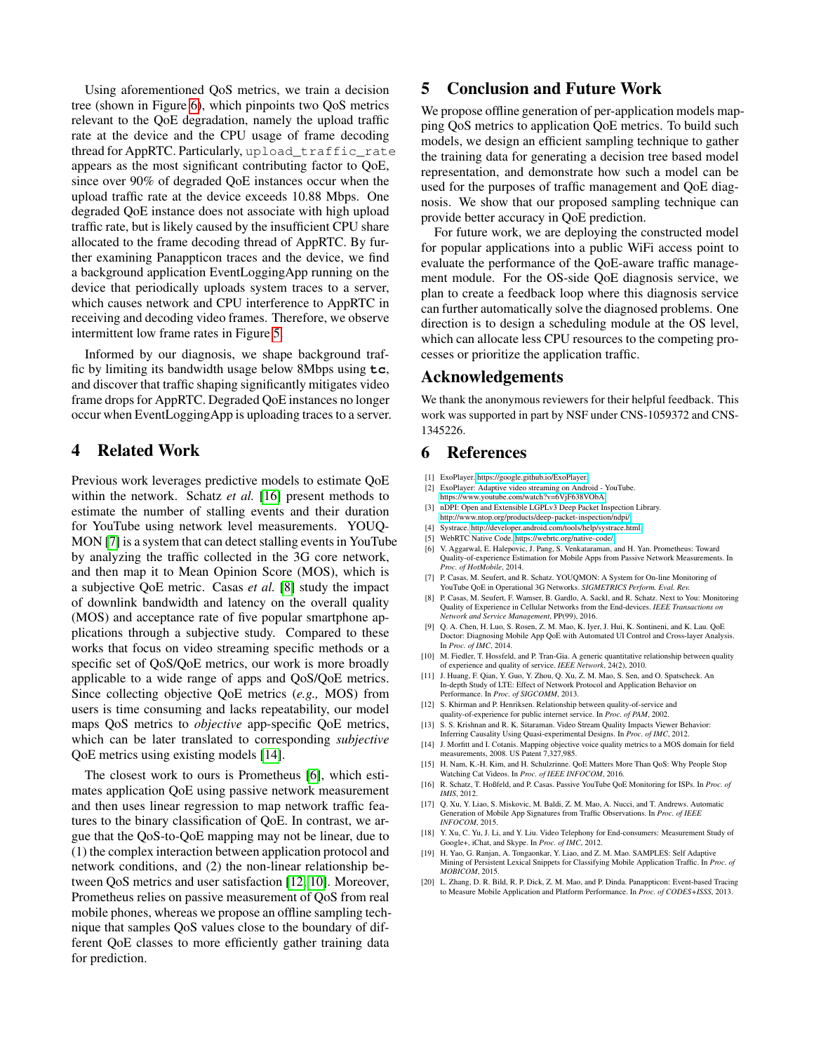Using aforementioned QoS metrics, we train a decision tree (shown in Figure 6), which pinpoints two QoS metrics relevant to the QoE degradation, namely the upload traffic rate at the device and the CPU usage of frame decoding thread for AppRTC. Particularly, `upload_traffic_rate` appears as the most significant contributing factor to QoE, since over 90% of degraded QoE instances occur when the upload traffic rate at the device exceeds 10.88 Mbps. One degraded QoE instance does not associate with high upload traffic rate, but is likely caused by the insufficient CPU share allocated to the frame decoding thread of AppRTC. By further examining Panappticon traces and the device, we find a background application EventLoggingApp running on the device that periodically uploads system traces to a server, which causes network and CPU interference to AppRTC in receiving and decoding video frames. Therefore, we observe intermittent low frame rates in Figure 5.

Informed by our diagnosis, we shape background traffic by limiting its bandwidth usage below 8Mbps using **tc**, and discover that traffic shaping significantly mitigates video frame drops for AppRTC. Degraded QoE instances no longer occur when EventLoggingApp is uploading traces to a server.

# 4 Related Work

Previous work leverages predictive models to estimate QoE within the network. Schatz *et al.* [16] present methods to estimate the number of stalling events and their duration for YouTube using network level measurements. YOUQMON [7] is a system that can detect stalling events in YouTube by analyzing the traffic collected in the 3G core network, and then map it to Mean Opinion Score (MOS), which is a subjective QoE metric. Casas *et al.* [8] study the impact of downlink bandwidth and latency on the overall quality (MOS) and acceptance rate of five popular smartphone applications through a subjective study. Compared to these works that focus on video streaming specific methods or a specific set of QoS/QoE metrics, our work is more broadly applicable to a wide range of apps and QoS/QoE metrics. Since collecting objective QoE metrics (*e.g.,* MOS) from users is time consuming and lacks repeatability, our model maps QoS metrics to *objective* app-specific QoE metrics, which can be later translated to corresponding *subjective* QoE metrics using existing models [14].

The closest work to ours is Prometheus [6], which estimates application QoE using passive network measurement and then uses linear regression to map network traffic features to the binary classification of QoE. In contrast, we argue that the QoS-to-QoE mapping may not be linear, due to (1) the complex interaction between application protocol and network conditions, and (2) the non-linear relationship between QoS metrics and user satisfaction [12, 10]. Moreover, Prometheus relies on passive measurement of QoS from real mobile phones, whereas we propose an offline sampling technique that samples QoS values close to the boundary of different QoE classes to more efficiently gather training data for prediction.

# 5 Conclusion and Future Work

We propose offline generation of per-application models mapping QoS metrics to application QoE metrics. To build such models, we design an efficient sampling technique to gather the training data for generating a decision tree based model representation, and demonstrate how such a model can be used for the purposes of traffic management and QoE diagnosis. We show that our proposed sampling technique can provide better accuracy in QoE prediction.

For future work, we are deploying the constructed model for popular applications into a public WiFi access point to evaluate the performance of the QoE-aware traffic management module. For the OS-side QoE diagnosis service, we plan to create a feedback loop where this diagnosis service can further automatically solve the diagnosed problems. One direction is to design a scheduling module at the OS level, which can allocate less CPU resources to the competing processes or prioritize the application traffic.

# Acknowledgements

We thank the anonymous reviewers for their helpful feedback. This work was supported in part by NSF under CNS-1059372 and CNS-1345226.

# 6 References

[1] ExoPlayer. https://google.github.io/ExoPlayer.

[2] ExoPlayer: Adaptive video streaming on Android - YouTube. https://www.youtube.com/watch?v=6VjF638VObA.

[3] nDPI: Open and Extensible LGPLv3 Deep Packet Inspection Library. http://www.ntop.org/products/deep-packet-inspection/ndpi/.

[4] Systrace. http://developer.android.com/tools/help/systrace.html.

[5] WebRTC Native Code. https://webrtc.org/native-code/.

[6] V. Aggarwal, E. Halepovic, J. Pang, S. Venkataraman, and H. Yan. Prometheus: Toward Quality-of-experience Estimation for Mobile Apps from Passive Network Measurements. In *Proc. of HotMobile*, 2014.

[7] P. Casas, M. Seufert, and R. Schatz. YOUQMON: A System for On-line Monitoring of YouTube QoE in Operational 3G Networks. *SIGMETRICS Perform. Eval. Rev.*

[8] P. Casas, M. Seufert, F. Wamser, B. Gardlo, A. Sackl, and R. Schatz. Next to You: Monitoring Quality of Experience in Cellular Networks from the End-devices. *IEEE Transactions on Network and Service Management*, PP(99), 2016.

[9] Q. A. Chen, H. Luo, S. Rosen, Z. M. Mao, K. Iyer, J. Hui, K. Sontineni, and K. Lau. QoE Doctor: Diagnosing Mobile App QoE with Automated UI Control and Cross-layer Analysis. In *Proc. of IMC*, 2014.

[10] M. Fiedler, T. Hossfeld, and P. Tran-Gia. A generic quantitative relationship between quality of experience and quality of service. *IEEE Network*, 24(2), 2010.

[11] J. Huang, F. Qian, Y. Guo, Y. Zhou, Q. Xu, Z. M. Mao, S. Sen, and O. Spatscheck. An In-depth Study of LTE: Effect of Network Protocol and Application Behavior on Performance. In *Proc. of SIGCOMM*, 2013.

[12] S. Khirman and P. Henriksen. Relationship between quality-of-service and quality-of-experience for public internet service. In *Proc. of PAM*, 2002.

[13] S. S. Krishnan and R. K. Sitaraman. Video Stream Quality Impacts Viewer Behavior: Inferring Causality Using Quasi-experimental Designs. In *Proc. of IMC*, 2012.

[14] J. Morfitt and I. Cotanis. Mapping objective voice quality metrics to a MOS domain for field measurements, 2008. US Patent 7,327,985.

[15] H. Nam, K.-H. Kim, and H. Schulzrinne. QoE Matters More Than QoS: Why People Stop Watching Cat Videos. In *Proc. of IEEE INFOCOM*, 2016.

[16] R. Schatz, T. Hoßfeld, and P. Casas. Passive YouTube QoE Monitoring for ISPs. In *Proc. of IMIS*, 2012.

[17] Q. Xu, Y. Liao, S. Miskovic, M. Baldi, Z. M. Mao, A. Nucci, and T. Andrews. Automatic Generation of Mobile App Signatures from Traffic Observations. In *Proc. of IEEE INFOCOM*, 2015.

[18] Y. Xu, C. Yu, J. Li, and Y. Liu. Video Telephony for End-consumers: Measurement Study of Google+, iChat, and Skype. In *Proc. of IMC*, 2012.

[19] H. Yao, G. Ranjan, A. Tongaonkar, Y. Liao, and Z. M. Mao. SAMPLES: Self Adaptive Mining of Persistent Lexical Snippets for Classifying Mobile Application Traffic. In *Proc. of MOBICOM*, 2015.

[20] L. Zhang, D. R. Bild, R. P. Dick, Z. M. Mao, and P. Dinda. Panappticon: Event-based Tracing to Measure Mobile Application and Platform Performance. In *Proc. of CODES+ISSS*, 2013.